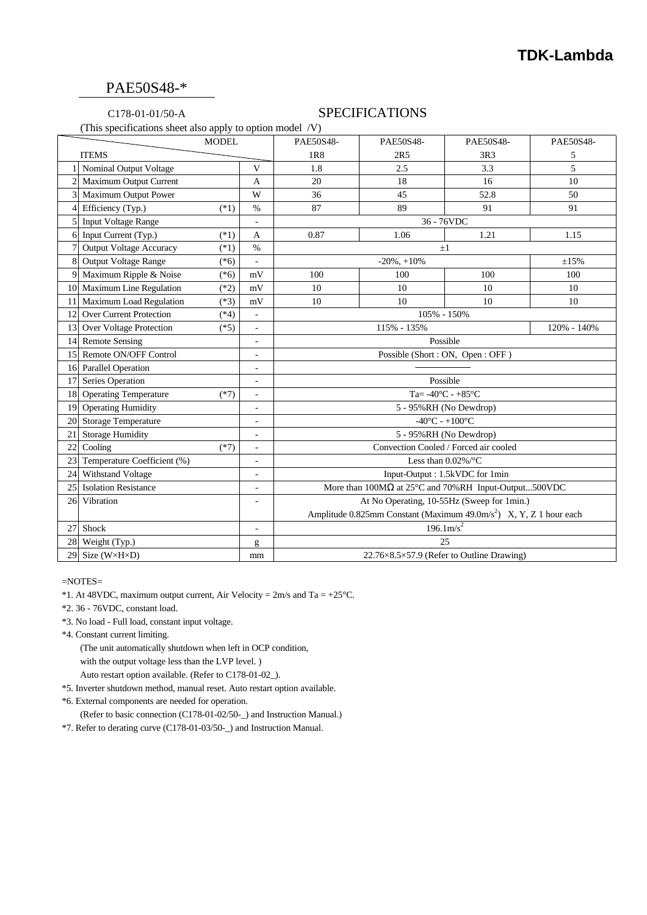TDK-Lambda

# PAE50S48-*

C178-01-01/50-A

## SPECIFICATIONS

(This specifications sheet also apply to option model /V)

| | ITEMS | | MODEL | PAE50S48-1R8 | PAE50S48-2R5 | PAE50S48-3R3 | PAE50S48-5 |
|---|---|---|---|---|---|---|---|
| 1 | Nominal Output Voltage | | V | 1.8 | 2.5 | 3.3 | 5 |
| 2 | Maximum Output Current | | A | 20 | 18 | 16 | 10 |
| 3 | Maximum Output Power | | W | 36 | 45 | 52.8 | 50 |
| 4 | Efficiency (Typ.) | (*1) | % | 87 | 89 | 91 | 91 |
| 5 | Input Voltage Range | | - | 36 - 76VDC | | | |
| 6 | Input Current (Typ.) | (*1) | A | 0.87 | 1.06 | 1.21 | 1.15 |
| 7 | Output Voltage Accuracy | (*1) | % | ±1 | | | |
| 8 | Output Voltage Range | (*6) | - | -20%, +10% | | | ±15% |
| 9 | Maximum Ripple & Noise | (*6) | mV | 100 | 100 | 100 | 100 |
| 10 | Maximum Line Regulation | (*2) | mV | 10 | 10 | 10 | 10 |
| 11 | Maximum Load Regulation | (*3) | mV | 10 | 10 | 10 | 10 |
| 12 | Over Current Protection | (*4) | - | 105% - 150% | | | |
| 13 | Over Voltage Protection | (*5) | - | 115% - 135% | | | 120% - 140% |
| 14 | Remote Sensing | | - | Possible | | | |
| 15 | Remote ON/OFF Control | | - | Possible (Short : ON, Open : OFF ) | | | |
| 16 | Parallel Operation | | - | ――― | | | |
| 17 | Series Operation | | - | Possible | | | |
| 18 | Operating Temperature | (*7) | - | Ta= -40°C - +85°C | | | |
| 19 | Operating Humidity | | - | 5 - 95%RH (No Dewdrop) | | | |
| 20 | Storage Temperature | | - | -40°C - +100°C | | | |
| 21 | Storage Humidity | | - | 5 - 95%RH (No Dewdrop) | | | |
| 22 | Cooling | (*7) | - | Convection Cooled / Forced air cooled | | | |
| 23 | Temperature Coefficient (%) | | - | Less than 0.02%/°C | | | |
| 24 | Withstand Voltage | | - | Input-Output : 1.5kVDC for 1min | | | |
| 25 | Isolation Resistance | | - | More than 100MΩ at 25°C and 70%RH Input-Output...500VDC | | | |
| 26 | Vibration | | - | At No Operating, 10-55Hz (Sweep for 1min.) Amplitude 0.825mm Constant (Maximum 49.0m/s$^2$) X, Y, Z 1 hour each | | | |
| 27 | Shock | | - | 196.1m/s$^2$ | | | |
| 28 | Weight (Typ.) | | g | 25 | | | |
| 29 | Size (W×H×D) | | mm | 22.76×8.5×57.9 (Refer to Outline Drawing) | | | |

=NOTES=

*1. At 48VDC, maximum output current, Air Velocity = 2m/s and Ta = +25°C.

*2. 36 - 76VDC, constant load.

*3. No load - Full load, constant input voltage.

*4. Constant current limiting.
 (The unit automatically shutdown when left in OCP condition,
 with the output voltage less than the LVP level. )
 Auto restart option available. (Refer to C178-01-02_).

*5. Inverter shutdown method, manual reset. Auto restart option available.

*6. External components are needed for operation.
 (Refer to basic connection (C178-01-02/50-_) and Instruction Manual.)

*7. Refer to derating curve (C178-01-03/50-_) and Instruction Manual.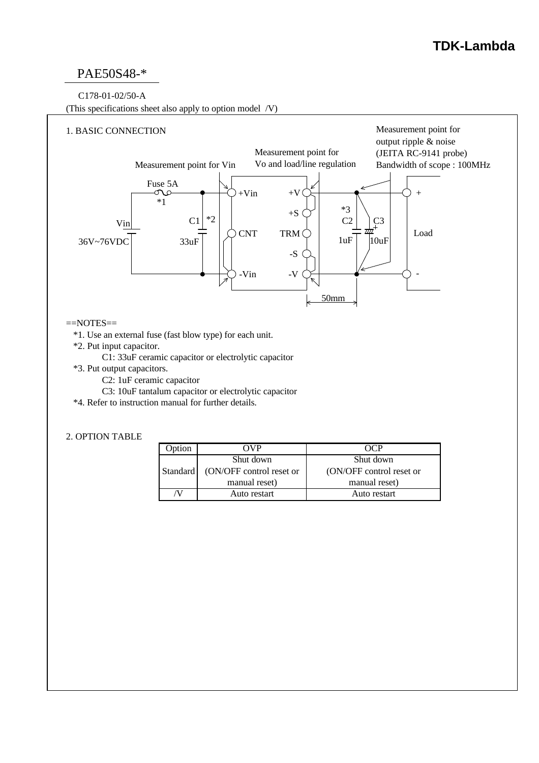PAE50S48-*

C178-01-02/50-A

(This specifications sheet also apply to option model /V)

## 1. BASIC CONNECTION

Measurement point for Vin

Measurement point for Vo and load/line regulation

Measurement point for output ripple & noise (JEITA RC-9141 probe) Bandwidth of scope : 100MHz

Fuse 5A
*1
Vin
36V~76VDC
C1 *2
33uF
+Vin
CNT
-Vin
+V
+S
TRM
-S
-V
*3
C2
1uF
C3
10uF
Load
+
-
50mm

==NOTES==

*1. Use an external fuse (fast blow type) for each unit.
*2. Put input capacitor.
  C1: 33uF ceramic capacitor or electrolytic capacitor
*3. Put output capacitors.
  C2: 1uF ceramic capacitor
  C3: 10uF tantalum capacitor or electrolytic capacitor
*4. Refer to instruction manual for further details.

## 2. OPTION TABLE

| Option | OVP | OCP |
|---|---|---|
| Standard | Shut down (ON/OFF control reset or manual reset) | Shut down (ON/OFF control reset or manual reset) |
| /V | Auto restart | Auto restart |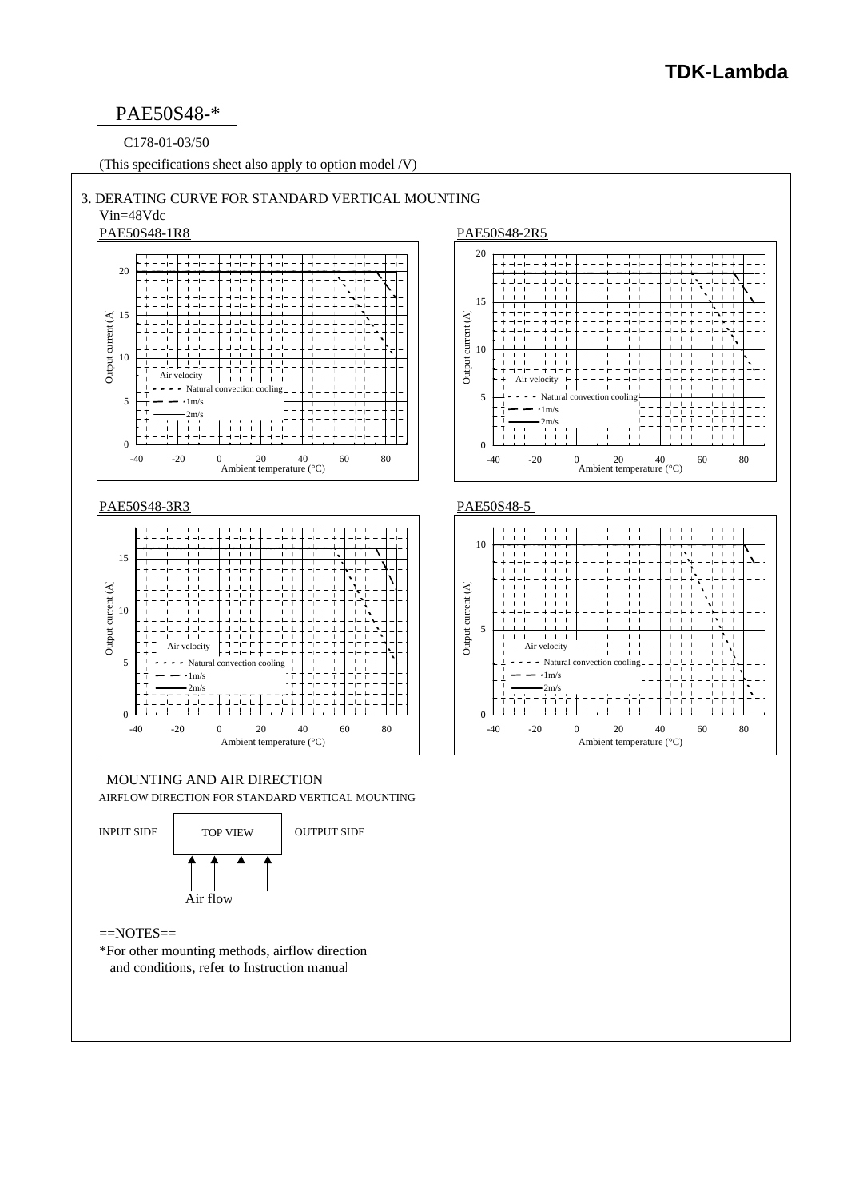**TDK-Lambda**

PAE50S48-*

C178-01-03/50

(This specifications sheet also apply to option model /V)

## 3. DERATING CURVE FOR STANDARD VERTICAL MOUNTING

Vin=48Vdc

PAE50S48-1R8

Output current (A)
0
5
10
15
20
-40 -20 0 20 40 60 80
Ambient temperature (°C)
Air velocity
Natural convection cooling
1m/s
2m/s

PAE50S48-2R5

Output current (A)
0
5
10
15
20
-40 -20 0 20 40 60 80
Ambient temperature (°C)
Air velocity
Natural convection cooling
1m/s
2m/s

PAE50S48-3R3

Output current (A)
0
5
10
15
-40 -20 0 20 40 60 80
Ambient temperature (°C)
Air velocity
Natural convection cooling
1m/s
2m/s

PAE50S48-5

Output current (A)
0
5
10
-40 -20 0 20 40 60 80
Ambient temperature (°C)
Air velocity
Natural convection cooling
1m/s
2m/s

### MOUNTING AND AIR DIRECTION

AIRFLOW DIRECTION FOR STANDARD VERTICAL MOUNTING

INPUT SIDE
TOP VIEW
OUTPUT SIDE
Air flow

==NOTES==

*For other mounting methods, airflow direction and conditions, refer to Instruction manual